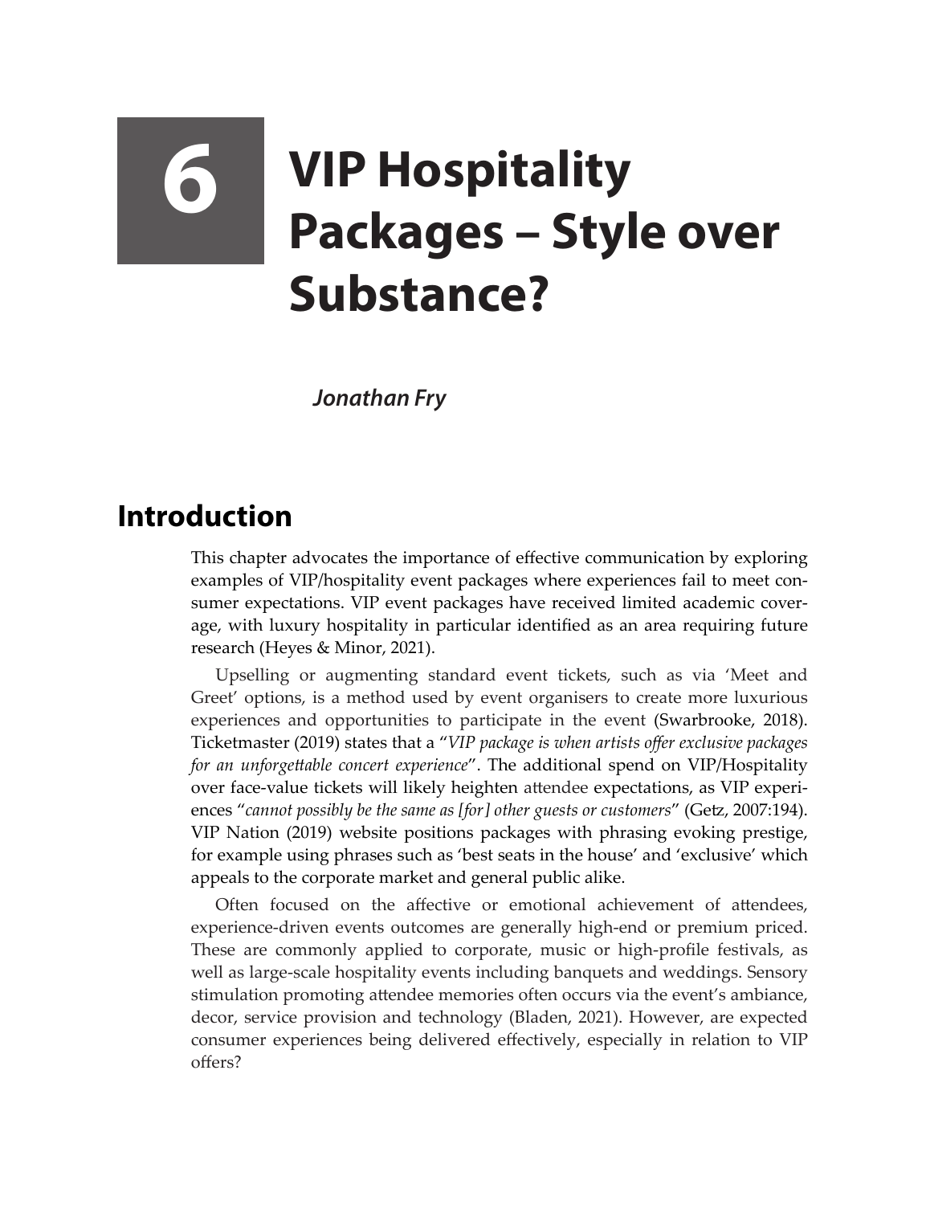# 6 VIP Hospitality Packages – Style over Substance?

***Jonathan Fry***

## Introduction

This chapter advocates the importance of effective communication by exploring examples of VIP/hospitality event packages where experiences fail to meet consumer expectations. VIP event packages have received limited academic coverage, with luxury hospitality in particular identified as an area requiring future research (Heyes & Minor, 2021).

Upselling or augmenting standard event tickets, such as via 'Meet and Greet' options, is a method used by event organisers to create more luxurious experiences and opportunities to participate in the event (Swarbrooke, 2018). Ticketmaster (2019) states that a "*VIP package is when artists offer exclusive packages for an unforgettable concert experience*". The additional spend on VIP/Hospitality over face-value tickets will likely heighten attendee expectations, as VIP experiences "*cannot possibly be the same as [for] other guests or customers*" (Getz, 2007:194). VIP Nation (2019) website positions packages with phrasing evoking prestige, for example using phrases such as 'best seats in the house' and 'exclusive' which appeals to the corporate market and general public alike.

Often focused on the affective or emotional achievement of attendees, experience-driven events outcomes are generally high-end or premium priced. These are commonly applied to corporate, music or high-profile festivals, as well as large-scale hospitality events including banquets and weddings. Sensory stimulation promoting attendee memories often occurs via the event's ambiance, decor, service provision and technology (Bladen, 2021). However, are expected consumer experiences being delivered effectively, especially in relation to VIP offers?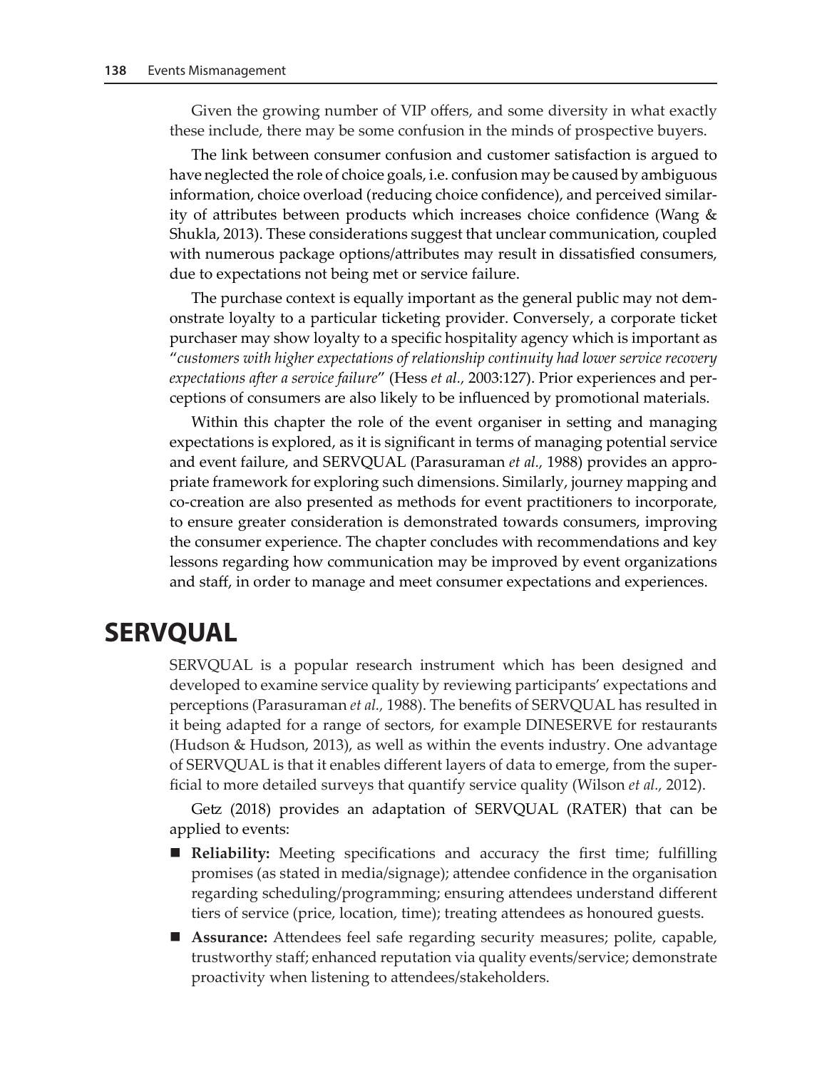Given the growing number of VIP offers, and some diversity in what exactly these include, there may be some confusion in the minds of prospective buyers.

The link between consumer confusion and customer satisfaction is argued to have neglected the role of choice goals, i.e. confusion may be caused by ambiguous information, choice overload (reducing choice confidence), and perceived similarity of attributes between products which increases choice confidence (Wang & Shukla, 2013). These considerations suggest that unclear communication, coupled with numerous package options/attributes may result in dissatisfied consumers, due to expectations not being met or service failure.

The purchase context is equally important as the general public may not demonstrate loyalty to a particular ticketing provider. Conversely, a corporate ticket purchaser may show loyalty to a specific hospitality agency which is important as "*customers with higher expectations of relationship continuity had lower service recovery expectations after a service failure*" (Hess *et al.,* 2003:127). Prior experiences and perceptions of consumers are also likely to be influenced by promotional materials.

Within this chapter the role of the event organiser in setting and managing expectations is explored, as it is significant in terms of managing potential service and event failure, and SERVQUAL (Parasuraman *et al.,* 1988) provides an appropriate framework for exploring such dimensions. Similarly, journey mapping and co-creation are also presented as methods for event practitioners to incorporate, to ensure greater consideration is demonstrated towards consumers, improving the consumer experience. The chapter concludes with recommendations and key lessons regarding how communication may be improved by event organizations and staff, in order to manage and meet consumer expectations and experiences.

# SERVQUAL

SERVQUAL is a popular research instrument which has been designed and developed to examine service quality by reviewing participants' expectations and perceptions (Parasuraman *et al.,* 1988). The benefits of SERVQUAL has resulted in it being adapted for a range of sectors, for example DINESERVE for restaurants (Hudson & Hudson, 2013), as well as within the events industry. One advantage of SERVQUAL is that it enables different layers of data to emerge, from the superficial to more detailed surveys that quantify service quality (Wilson *et al.,* 2012).

Getz (2018) provides an adaptation of SERVQUAL (RATER) that can be applied to events:

- **Reliability:** Meeting specifications and accuracy the first time; fulfilling promises (as stated in media/signage); attendee confidence in the organisation regarding scheduling/programming; ensuring attendees understand different tiers of service (price, location, time); treating attendees as honoured guests.
- **Assurance:** Attendees feel safe regarding security measures; polite, capable, trustworthy staff; enhanced reputation via quality events/service; demonstrate proactivity when listening to attendees/stakeholders.